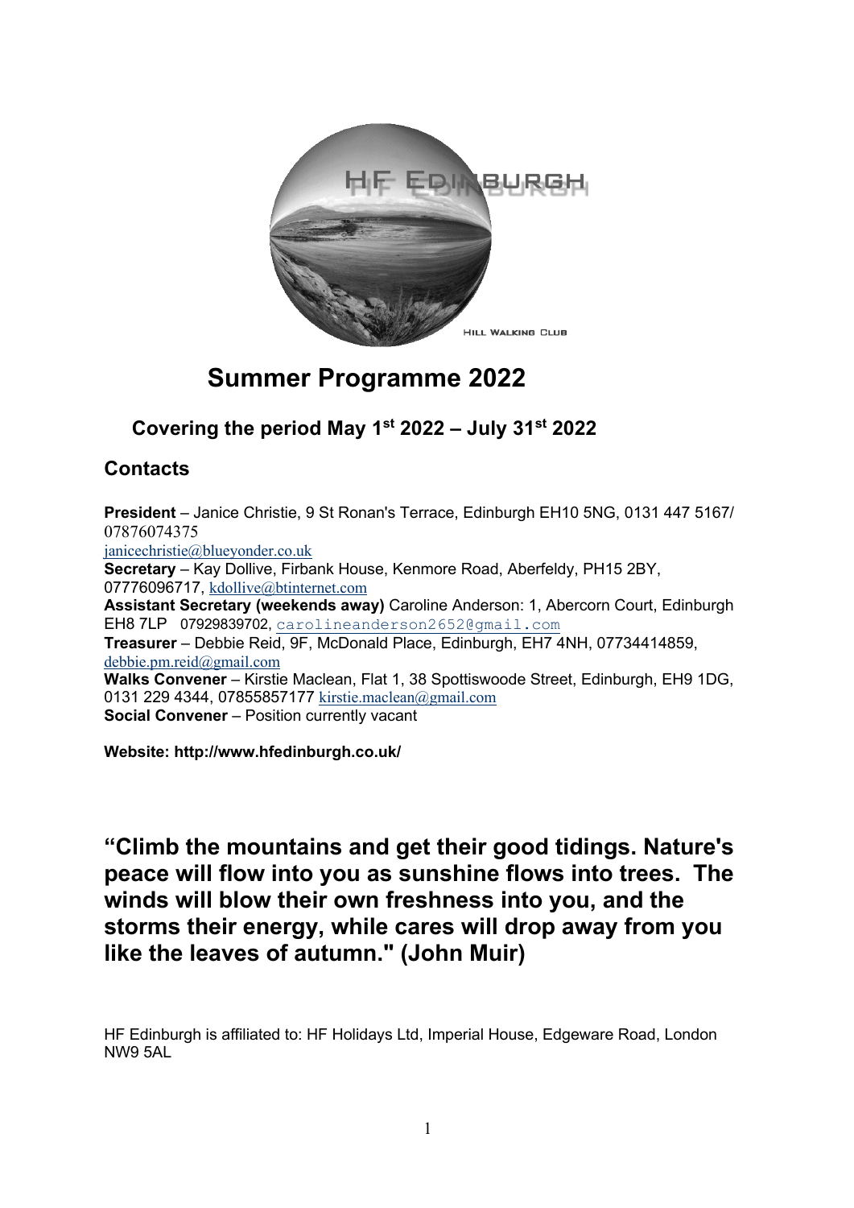HF EDINBURGH

HILL WALKING CLUB

# Summer Programme 2022

### Covering the period May 1st 2022 – July 31st 2022

## Contacts

**President** – Janice Christie, 9 St Ronan's Terrace, Edinburgh EH10 5NG, 0131 447 5167/ 07876074375
janicechristie@blueyonder.co.uk
**Secretary** – Kay Dollive, Firbank House, Kenmore Road, Aberfeldy, PH15 2BY, 07776096717, kdollive@btinternet.com
**Assistant Secretary (weekends away)** Caroline Anderson: 1, Abercorn Court, Edinburgh EH8 7LP 07929839702, carolineanderson2652@gmail.com
**Treasurer** – Debbie Reid, 9F, McDonald Place, Edinburgh, EH7 4NH, 07734414859, debbie.pm.reid@gmail.com
**Walks Convener** – Kirstie Maclean, Flat 1, 38 Spottiswoode Street, Edinburgh, EH9 1DG, 0131 229 4344, 07855857177 kirstie.maclean@gmail.com
**Social Convener** – Position currently vacant

**Website: http://www.hfedinburgh.co.uk/**

**"Climb the mountains and get their good tidings. Nature's peace will flow into you as sunshine flows into trees. The winds will blow their own freshness into you, and the storms their energy, while cares will drop away from you like the leaves of autumn." (John Muir)**

HF Edinburgh is affiliated to: HF Holidays Ltd, Imperial House, Edgeware Road, London NW9 5AL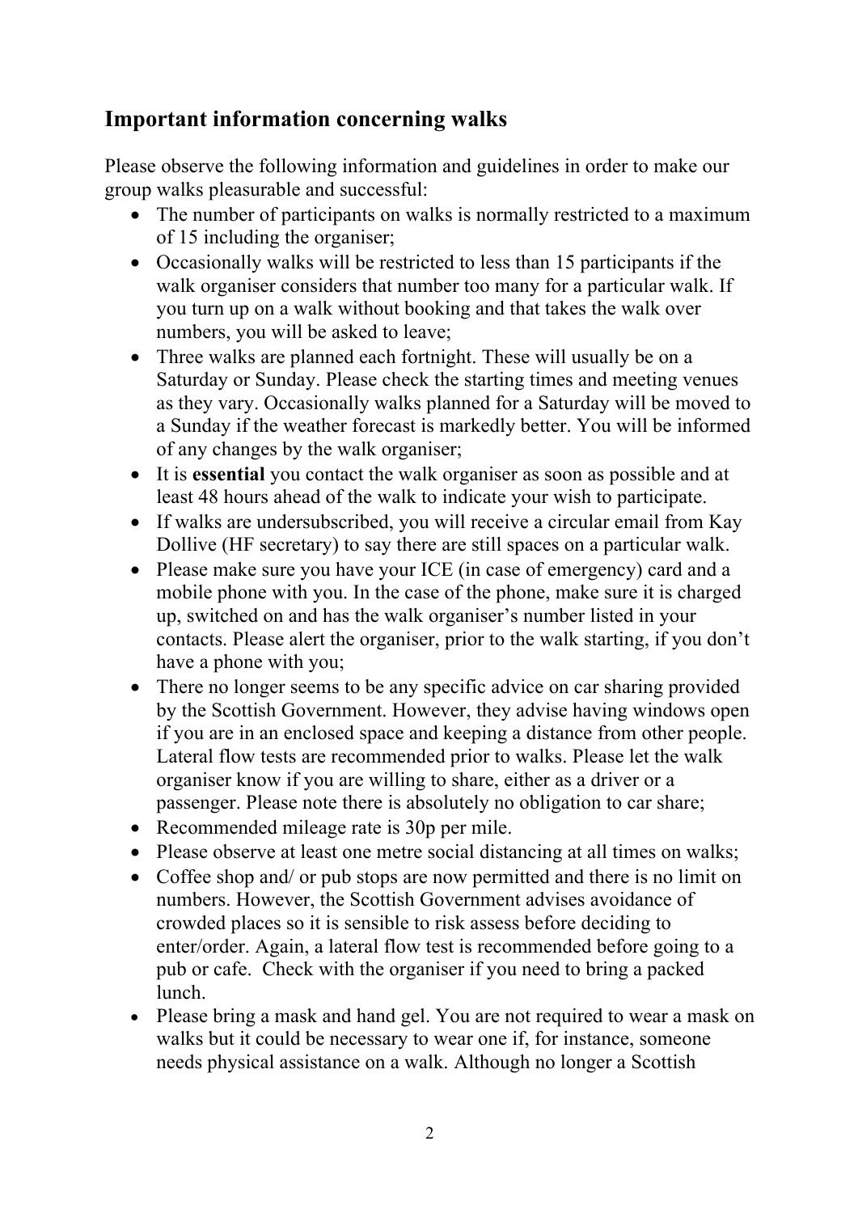## Important information concerning walks

Please observe the following information and guidelines in order to make our group walks pleasurable and successful:

- The number of participants on walks is normally restricted to a maximum of 15 including the organiser;
- Occasionally walks will be restricted to less than 15 participants if the walk organiser considers that number too many for a particular walk. If you turn up on a walk without booking and that takes the walk over numbers, you will be asked to leave;
- Three walks are planned each fortnight. These will usually be on a Saturday or Sunday. Please check the starting times and meeting venues as they vary. Occasionally walks planned for a Saturday will be moved to a Sunday if the weather forecast is markedly better. You will be informed of any changes by the walk organiser;
- It is **essential** you contact the walk organiser as soon as possible and at least 48 hours ahead of the walk to indicate your wish to participate.
- If walks are undersubscribed, you will receive a circular email from Kay Dollive (HF secretary) to say there are still spaces on a particular walk.
- Please make sure you have your ICE (in case of emergency) card and a mobile phone with you. In the case of the phone, make sure it is charged up, switched on and has the walk organiser's number listed in your contacts. Please alert the organiser, prior to the walk starting, if you don't have a phone with you;
- There no longer seems to be any specific advice on car sharing provided by the Scottish Government. However, they advise having windows open if you are in an enclosed space and keeping a distance from other people. Lateral flow tests are recommended prior to walks. Please let the walk organiser know if you are willing to share, either as a driver or a passenger. Please note there is absolutely no obligation to car share;
- Recommended mileage rate is 30p per mile.
- Please observe at least one metre social distancing at all times on walks;
- Coffee shop and/ or pub stops are now permitted and there is no limit on numbers. However, the Scottish Government advises avoidance of crowded places so it is sensible to risk assess before deciding to enter/order. Again, a lateral flow test is recommended before going to a pub or cafe. Check with the organiser if you need to bring a packed lunch.
- Please bring a mask and hand gel. You are not required to wear a mask on walks but it could be necessary to wear one if, for instance, someone needs physical assistance on a walk. Although no longer a Scottish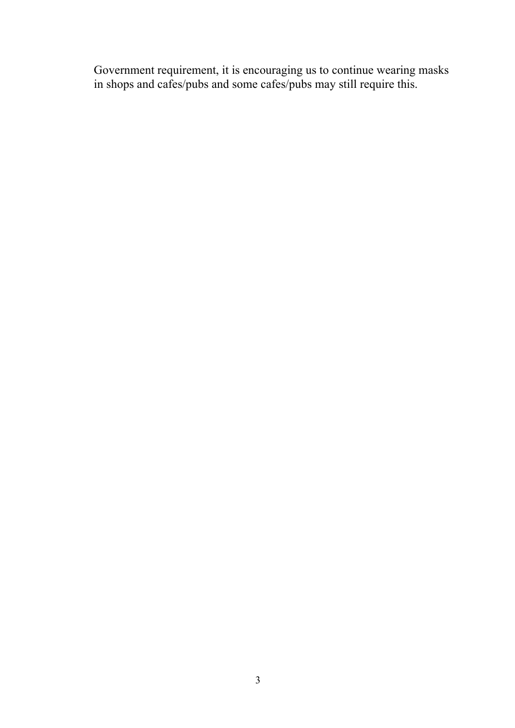Government requirement, it is encouraging us to continue wearing masks in shops and cafes/pubs and some cafes/pubs may still require this.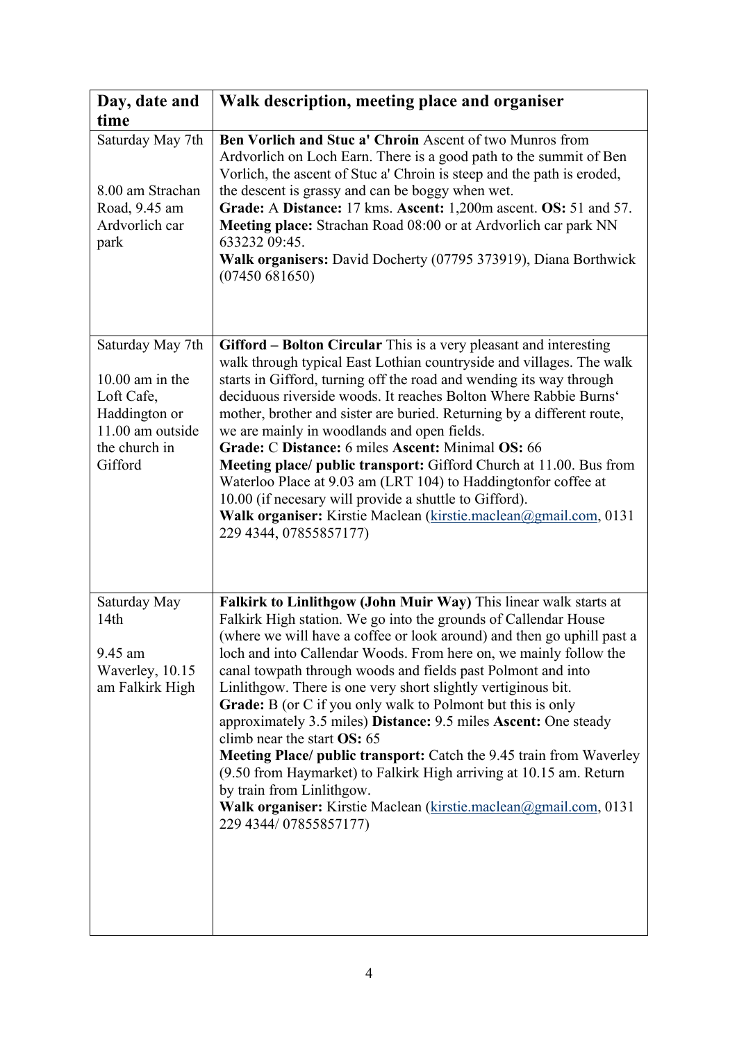| Day, date and time | Walk description, meeting place and organiser |
|---|---|
| Saturday May 7th<br><br>8.00 am Strachan Road, 9.45 am Ardvorlich car park | **Ben Vorlich and Stuc a' Chroin** Ascent of two Munros from Ardvorlich on Loch Earn. There is a good path to the summit of Ben Vorlich, the ascent of Stuc a' Chroin is steep and the path is eroded, the descent is grassy and can be boggy when wet.<br>**Grade:** A **Distance:** 17 kms. **Ascent:** 1,200m ascent. **OS:** 51 and 57.<br>**Meeting place:** Strachan Road 08:00 or at Ardvorlich car park NN 633232 09:45.<br>**Walk organisers:** David Docherty (07795 373919), Diana Borthwick (07450 681650) |
| Saturday May 7th<br><br>10.00 am in the Loft Cafe, Haddington or 11.00 am outside the church in Gifford | **Gifford – Bolton Circular** This is a very pleasant and interesting walk through typical East Lothian countryside and villages. The walk starts in Gifford, turning off the road and wending its way through deciduous riverside woods. It reaches Bolton Where Rabbie Burns' mother, brother and sister are buried. Returning by a different route, we are mainly in woodlands and open fields.<br>**Grade:** C **Distance:** 6 miles **Ascent:** Minimal **OS:** 66<br>**Meeting place/ public transport:** Gifford Church at 11.00. Bus from Waterloo Place at 9.03 am (LRT 104) to Haddingtonfor coffee at 10.00 (if necesary will provide a shuttle to Gifford).<br>**Walk organiser:** Kirstie Maclean (kirstie.maclean@gmail.com, 0131 229 4344, 07855857177) |
| Saturday May 14th<br><br>9.45 am Waverley, 10.15 am Falkirk High | **Falkirk to Linlithgow (John Muir Way)** This linear walk starts at Falkirk High station. We go into the grounds of Callendar House (where we will have a coffee or look around) and then go uphill past a loch and into Callendar Woods. From here on, we mainly follow the canal towpath through woods and fields past Polmont and into Linlithgow. There is one very short slightly vertiginous bit.<br>**Grade:** B (or C if you only walk to Polmont but this is only approximately 3.5 miles) **Distance:** 9.5 miles **Ascent:** One steady climb near the start **OS:** 65<br>**Meeting Place/ public transport:** Catch the 9.45 train from Waverley (9.50 from Haymarket) to Falkirk High arriving at 10.15 am. Return by train from Linlithgow.<br>**Walk organiser:** Kirstie Maclean (kirstie.maclean@gmail.com, 0131 229 4344/ 07855857177) |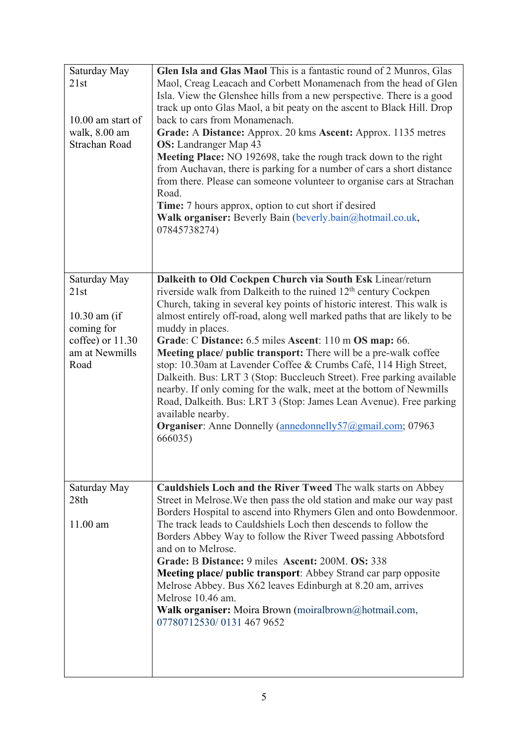| | |
|---|---|
| Saturday May 21st<br><br>10.00 am start of walk, 8.00 am Strachan Road | **Glen Isla and Glas Maol** This is a fantastic round of 2 Munros, Glas Maol, Creag Leacach and Corbett Monamenach from the head of Glen Isla. View the Glenshee hills from a new perspective. There is a good track up onto Glas Maol, a bit peaty on the ascent to Black Hill. Drop back to cars from Monamenach.<br>**Grade:** A **Distance:** Approx. 20 kms **Ascent:** Approx. 1135 metres<br>**OS:** Landranger Map 43<br>**Meeting Place:** NO 192698, take the rough track down to the right from Auchavan, there is parking for a number of cars a short distance from there. Please can someone volunteer to organise cars at Strachan Road.<br>**Time:** 7 hours approx, option to cut short if desired<br>**Walk organiser:** Beverly Bain (beverly.bain@hotmail.co.uk, 07845738274) |
| Saturday May 21st<br><br>10.30 am (if coming for coffee) or 11.30 am at Newmills Road | **Dalkeith to Old Cockpen Church via South Esk** Linear/return riverside walk from Dalkeith to the ruined 12th century Cockpen Church, taking in several key points of historic interest. This walk is almost entirely off-road, along well marked paths that are likely to be muddy in places.<br>**Grade**: C **Distance:** 6.5 miles **Ascent**: 110 m **OS map:** 66.<br>**Meeting place/ public transport:** There will be a pre-walk coffee stop: 10.30am at Lavender Coffee & Crumbs Café, 114 High Street, Dalkeith. Bus: LRT 3 (Stop: Buccleuch Street). Free parking available nearby. If only coming for the walk, meet at the bottom of Newmills Road, Dalkeith. Bus: LRT 3 (Stop: James Lean Avenue). Free parking available nearby.<br>**Organiser**: Anne Donnelly (annedonnelly57@gmail.com; 07963 666035) |
| Saturday May 28th<br><br>11.00 am | **Cauldshiels Loch and the River Tweed** The walk starts on Abbey Street in Melrose.We then pass the old station and make our way past Borders Hospital to ascend into Rhymers Glen and onto Bowdenmoor. The track leads to Cauldshiels Loch then descends to follow the Borders Abbey Way to follow the River Tweed passing Abbotsford and on to Melrose.<br>**Grade:** B **Distance:** 9 miles **Ascent:** 200M. **OS:** 338<br>**Meeting place/ public transport**: Abbey Strand car parp opposite Melrose Abbey. Bus X62 leaves Edinburgh at 8.20 am, arrives Melrose 10.46 am.<br>**Walk organiser:** Moira Brown (moiralbrown@hotmail.com, 07780712530/ 0131 467 9652 |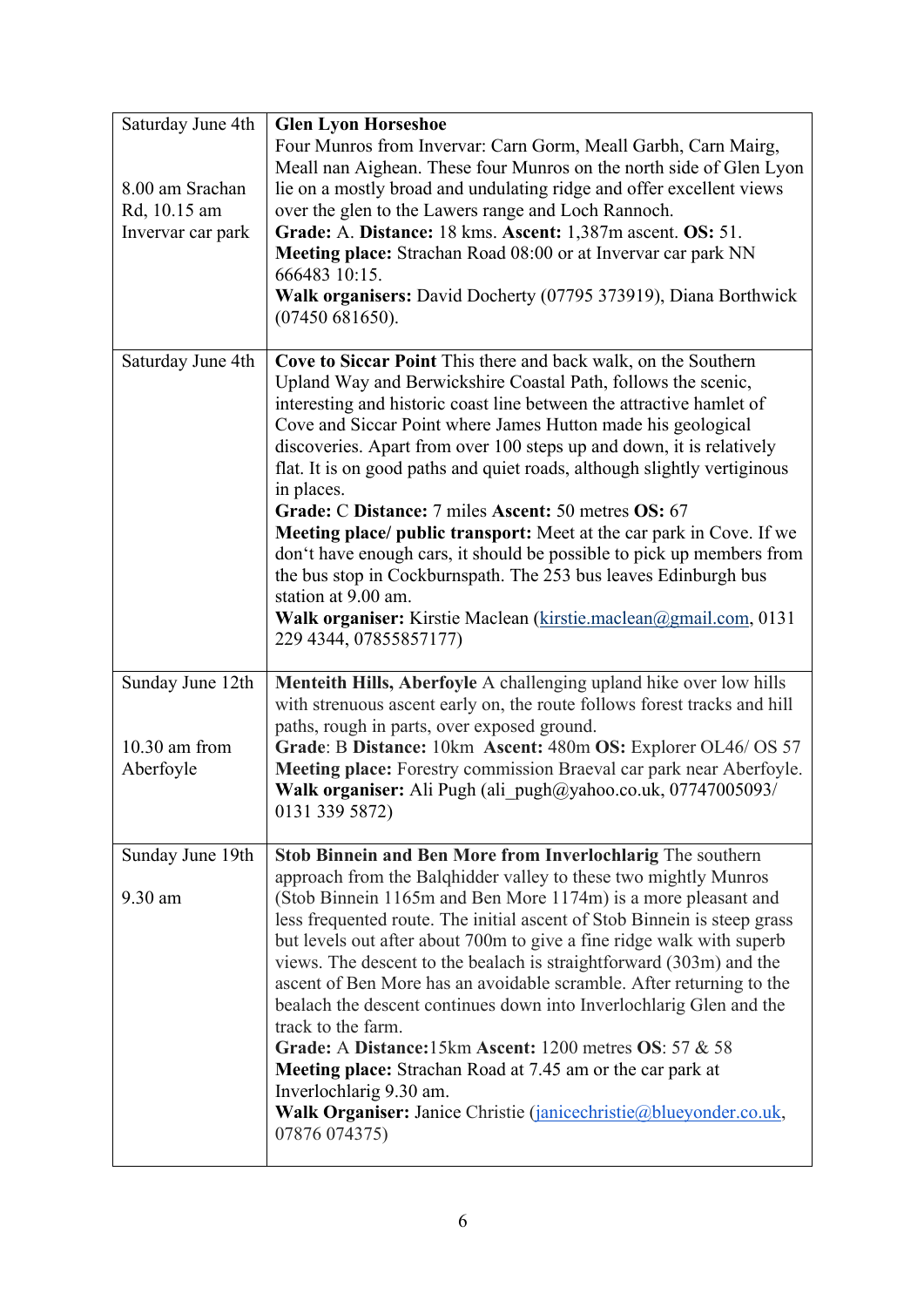| | |
|---|---|
| Saturday June 4th<br><br>8.00 am Srachan Rd, 10.15 am Invervar car park | **Glen Lyon Horseshoe**<br>Four Munros from Invervar: Carn Gorm, Meall Garbh, Carn Mairg, Meall nan Aighean. These four Munros on the north side of Glen Lyon lie on a mostly broad and undulating ridge and offer excellent views over the glen to the Lawers range and Loch Rannoch.<br>**Grade:** A. **Distance:** 18 kms. **Ascent:** 1,387m ascent. **OS:** 51.<br>**Meeting place:** Strachan Road 08:00 or at Invervar car park NN 666483 10:15.<br>**Walk organisers:** David Docherty (07795 373919), Diana Borthwick (07450 681650). |
| Saturday June 4th | **Cove to Siccar Point** This there and back walk, on the Southern Upland Way and Berwickshire Coastal Path, follows the scenic, interesting and historic coast line between the attractive hamlet of Cove and Siccar Point where James Hutton made his geological discoveries. Apart from over 100 steps up and down, it is relatively flat. It is on good paths and quiet roads, although slightly vertiginous in places.<br>**Grade:** C **Distance:** 7 miles **Ascent:** 50 metres **OS:** 67<br>**Meeting place/ public transport:** Meet at the car park in Cove. If we don't have enough cars, it should be possible to pick up members from the bus stop in Cockburnspath. The 253 bus leaves Edinburgh bus station at 9.00 am.<br>**Walk organiser:** Kirstie Maclean (kirstie.maclean@gmail.com, 0131 229 4344, 07855857177) |
| Sunday June 12th<br><br>10.30 am from Aberfoyle | **Menteith Hills, Aberfoyle** A challenging upland hike over low hills with strenuous ascent early on, the route follows forest tracks and hill paths, rough in parts, over exposed ground.<br>**Grade**: B **Distance:** 10km **Ascent:** 480m **OS:** Explorer OL46/ OS 57<br>**Meeting place:** Forestry commission Braeval car park near Aberfoyle.<br>**Walk organiser:** Ali Pugh (ali_pugh@yahoo.co.uk, 07747005093/ 0131 339 5872) |
| Sunday June 19th<br><br>9.30 am | **Stob Binnein and Ben More from Inverlochlarig** The southern approach from the Balqhidder valley to these two mightly Munros (Stob Binnein 1165m and Ben More 1174m) is a more pleasant and less frequented route. The initial ascent of Stob Binnein is steep grass but levels out after about 700m to give a fine ridge walk with superb views. The descent to the bealach is straightforward (303m) and the ascent of Ben More has an avoidable scramble. After returning to the bealach the descent continues down into Inverlochlarig Glen and the track to the farm.<br>**Grade:** A **Distance:**15km **Ascent:** 1200 metres **OS**: 57 & 58<br>**Meeting place:** Strachan Road at 7.45 am or the car park at Inverlochlarig 9.30 am.<br>**Walk Organiser:** Janice Christie (janicechristie@blueyonder.co.uk, 07876 074375) |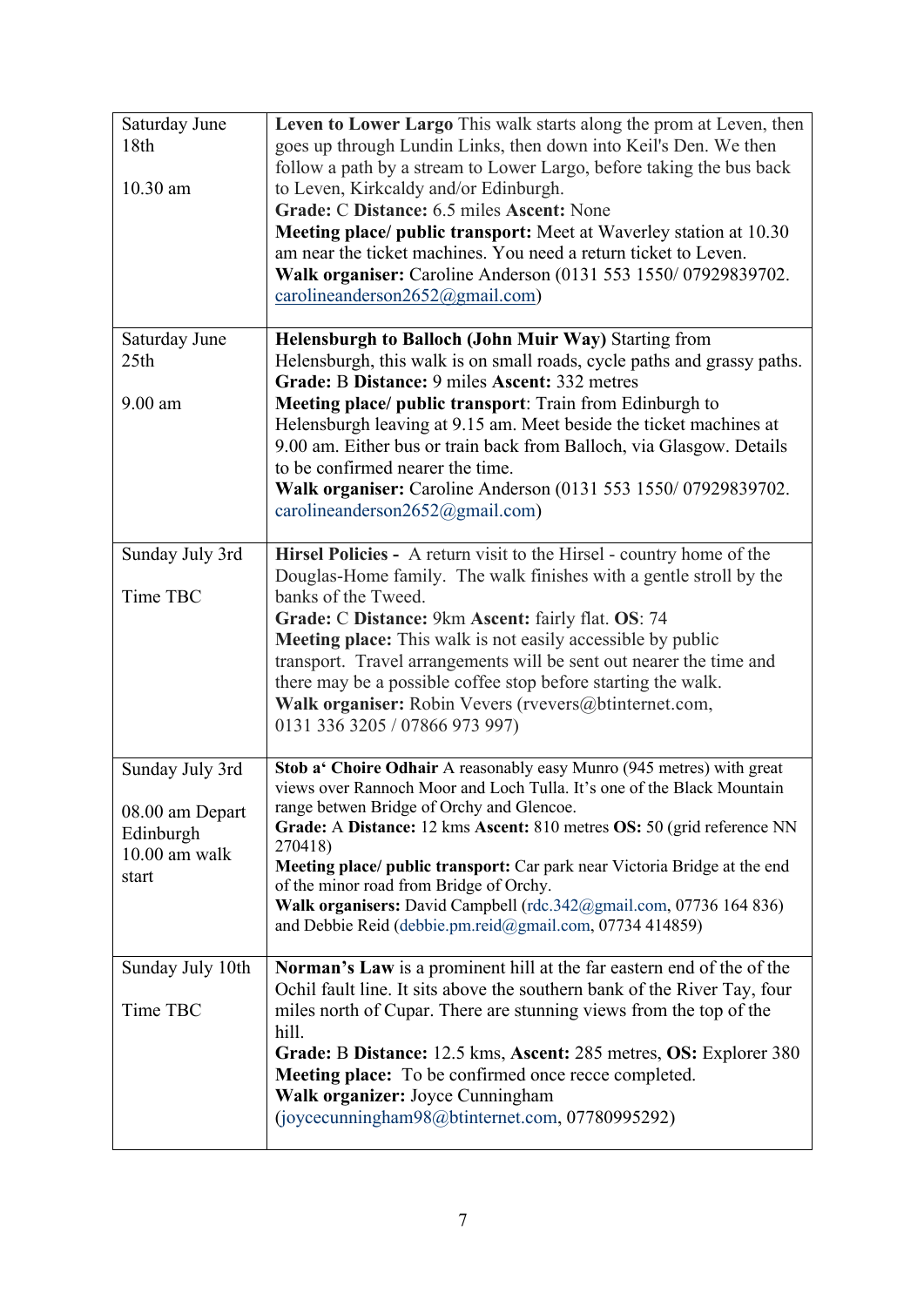| | |
|---|---|
| Saturday June 18th<br><br>10.30 am | **Leven to Lower Largo** This walk starts along the prom at Leven, then goes up through Lundin Links, then down into Keil's Den. We then follow a path by a stream to Lower Largo, before taking the bus back to Leven, Kirkcaldy and/or Edinburgh.<br>**Grade:** C **Distance:** 6.5 miles **Ascent:** None<br>**Meeting place/ public transport:** Meet at Waverley station at 10.30 am near the ticket machines. You need a return ticket to Leven.<br>**Walk organiser:** Caroline Anderson (0131 553 1550/ 07929839702. carolineanderson2652@gmail.com) |
| Saturday June 25th<br><br>9.00 am | **Helensburgh to Balloch (John Muir Way)** Starting from Helensburgh, this walk is on small roads, cycle paths and grassy paths.<br>**Grade:** B **Distance:** 9 miles **Ascent:** 332 metres<br>**Meeting place/ public transport**: Train from Edinburgh to Helensburgh leaving at 9.15 am. Meet beside the ticket machines at 9.00 am. Either bus or train back from Balloch, via Glasgow. Details to be confirmed nearer the time.<br>**Walk organiser:** Caroline Anderson (0131 553 1550/ 07929839702. carolineanderson2652@gmail.com) |
| Sunday July 3rd<br><br>Time TBC | **Hirsel Policies -** A return visit to the Hirsel - country home of the Douglas-Home family. The walk finishes with a gentle stroll by the banks of the Tweed.<br>**Grade:** C **Distance:** 9km **Ascent:** fairly flat. **OS**: 74<br>**Meeting place:** This walk is not easily accessible by public transport. Travel arrangements will be sent out nearer the time and there may be a possible coffee stop before starting the walk.<br>**Walk organiser:** Robin Vevers (rvevers@btinternet.com, 0131 336 3205 / 07866 973 997) |
| Sunday July 3rd<br><br>08.00 am Depart Edinburgh<br>10.00 am walk start | **Stob a' Choire Odhair** A reasonably easy Munro (945 metres) with great views over Rannoch Moor and Loch Tulla. It's one of the Black Mountain range betwen Bridge of Orchy and Glencoe.<br>**Grade:** A **Distance:** 12 kms **Ascent:** 810 metres **OS:** 50 (grid reference NN 270418)<br>**Meeting place/ public transport:** Car park near Victoria Bridge at the end of the minor road from Bridge of Orchy.<br>**Walk organisers:** David Campbell (rdc.342@gmail.com, 07736 164 836) and Debbie Reid (debbie.pm.reid@gmail.com, 07734 414859) |
| Sunday July 10th<br><br>Time TBC | **Norman's Law** is a prominent hill at the far eastern end of the of the Ochil fault line. It sits above the southern bank of the River Tay, four miles north of Cupar. There are stunning views from the top of the hill.<br>**Grade:** B **Distance:** 12.5 kms, **Ascent:** 285 metres, **OS:** Explorer 380<br>**Meeting place:** To be confirmed once recce completed.<br>**Walk organizer:** Joyce Cunningham (joycecunningham98@btinternet.com, 07780995292) |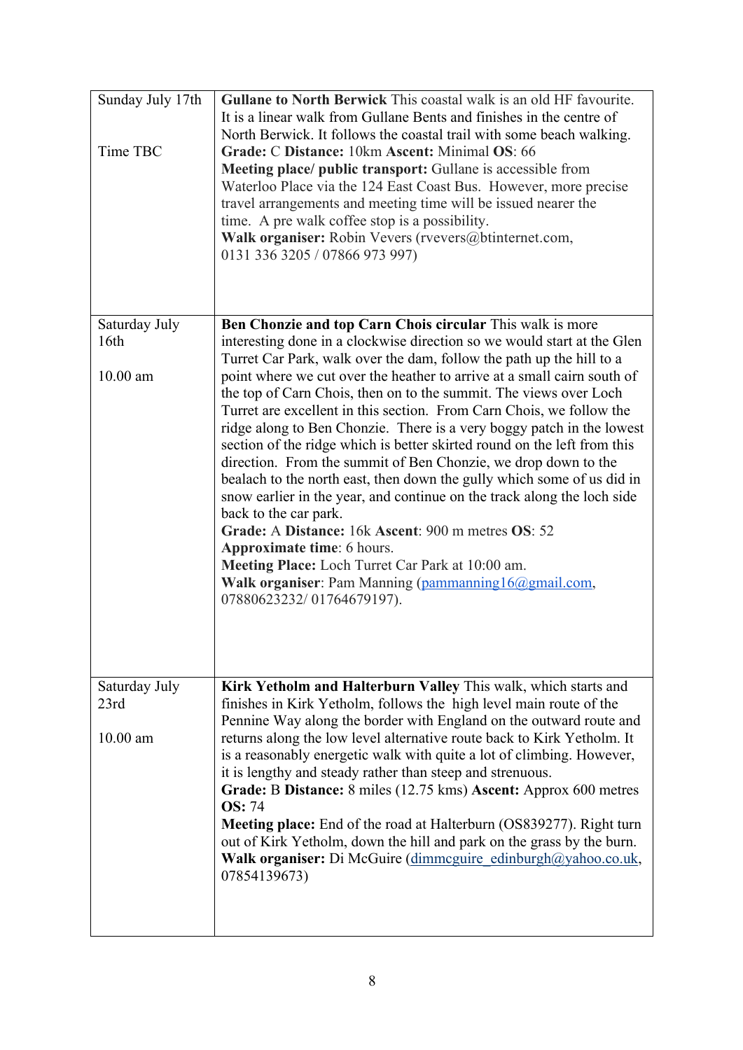| | |
|---|---|
| Sunday July 17th<br><br>Time TBC | **Gullane to North Berwick** This coastal walk is an old HF favourite. It is a linear walk from Gullane Bents and finishes in the centre of North Berwick. It follows the coastal trail with some beach walking.<br>**Grade:** C **Distance:** 10km **Ascent:** Minimal **OS**: 66<br>**Meeting place/ public transport:** Gullane is accessible from Waterloo Place via the 124 East Coast Bus. However, more precise travel arrangements and meeting time will be issued nearer the time. A pre walk coffee stop is a possibility.<br>**Walk organiser:** Robin Vevers (rvevers@btinternet.com, 0131 336 3205 / 07866 973 997) |
| Saturday July 16th<br><br>10.00 am | **Ben Chonzie and top Carn Chois circular** This walk is more interesting done in a clockwise direction so we would start at the Glen Turret Car Park, walk over the dam, follow the path up the hill to a point where we cut over the heather to arrive at a small cairn south of the top of Carn Chois, then on to the summit. The views over Loch Turret are excellent in this section. From Carn Chois, we follow the ridge along to Ben Chonzie. There is a very boggy patch in the lowest section of the ridge which is better skirted round on the left from this direction. From the summit of Ben Chonzie, we drop down to the bealach to the north east, then down the gully which some of us did in snow earlier in the year, and continue on the track along the loch side back to the car park.<br>**Grade:** A **Distance:** 16k **Ascent**: 900 m metres **OS**: 52<br>**Approximate time**: 6 hours.<br>**Meeting Place:** Loch Turret Car Park at 10:00 am.<br>**Walk organiser**: Pam Manning (pammanning16@gmail.com, 07880623232/ 01764679197). |
| Saturday July 23rd<br><br>10.00 am | **Kirk Yetholm and Halterburn Valley** This walk, which starts and finishes in Kirk Yetholm, follows the high level main route of the Pennine Way along the border with England on the outward route and returns along the low level alternative route back to Kirk Yetholm. It is a reasonably energetic walk with quite a lot of climbing. However, it is lengthy and steady rather than steep and strenuous.<br>**Grade:** B **Distance:** 8 miles (12.75 kms) **Ascent:** Approx 600 metres **OS:** 74<br>**Meeting place:** End of the road at Halterburn (OS839277). Right turn out of Kirk Yetholm, down the hill and park on the grass by the burn.<br>**Walk organiser:** Di McGuire (dimmcguire_edinburgh@yahoo.co.uk, 07854139673) |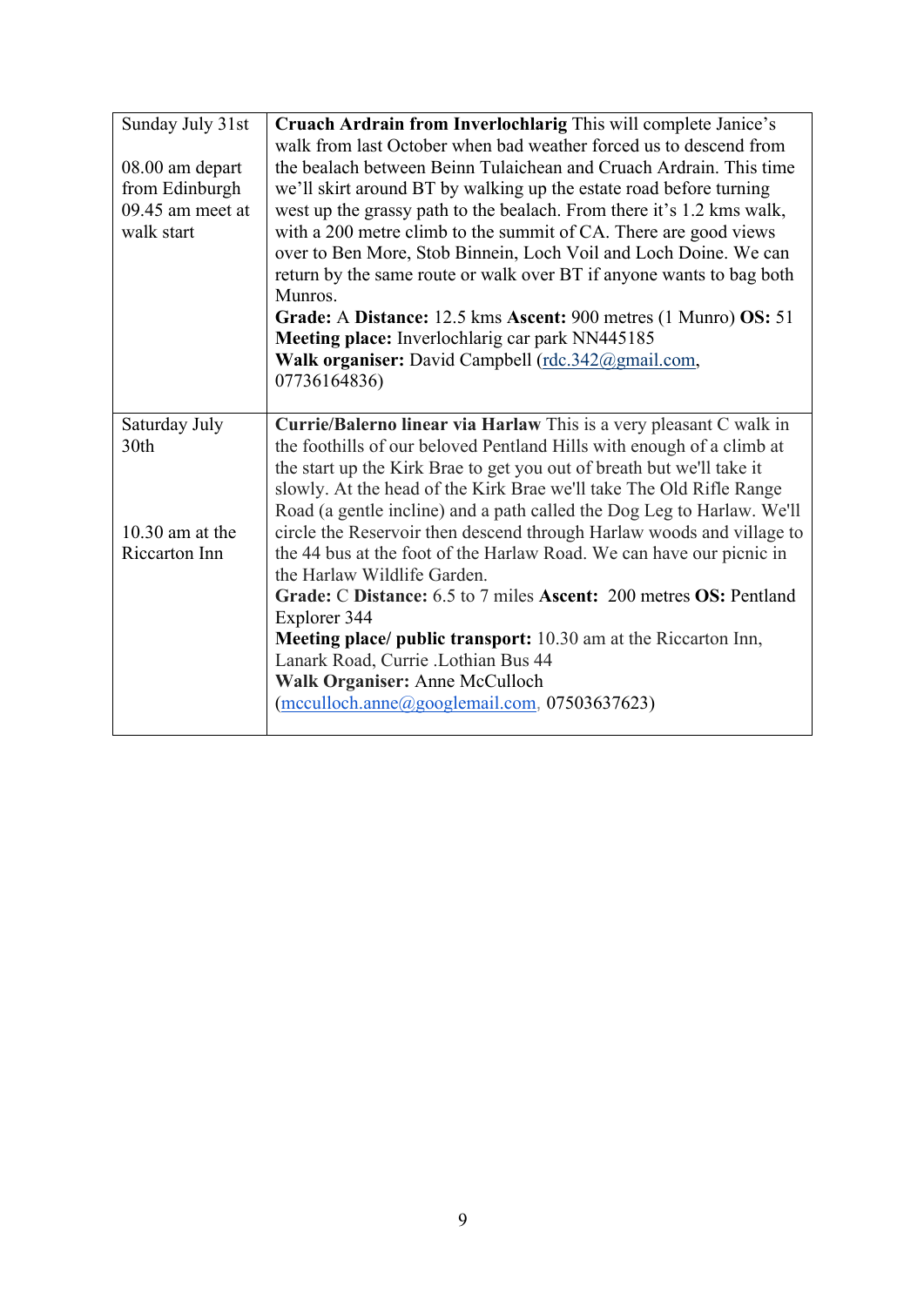| | |
|---|---|
| Sunday July 31st<br><br>08.00 am depart from Edinburgh<br>09.45 am meet at walk start | **Cruach Ardrain from Inverlochlarig** This will complete Janice's walk from last October when bad weather forced us to descend from the bealach between Beinn Tulaichean and Cruach Ardrain. This time we'll skirt around BT by walking up the estate road before turning west up the grassy path to the bealach. From there it's 1.2 kms walk, with a 200 metre climb to the summit of CA. There are good views over to Ben More, Stob Binnein, Loch Voil and Loch Doine. We can return by the same route or walk over BT if anyone wants to bag both Munros.<br>**Grade:** A **Distance:** 12.5 kms **Ascent:** 900 metres (1 Munro) **OS:** 51<br>**Meeting place:** Inverlochlarig car park NN445185<br>**Walk organiser:** David Campbell (rdc.342@gmail.com, 07736164836) |
| Saturday July 30th<br><br><br>10.30 am at the Riccarton Inn | **Currie/Balerno linear via Harlaw** This is a very pleasant C walk in the foothills of our beloved Pentland Hills with enough of a climb at the start up the Kirk Brae to get you out of breath but we'll take it slowly. At the head of the Kirk Brae we'll take The Old Rifle Range Road (a gentle incline) and a path called the Dog Leg to Harlaw. We'll circle the Reservoir then descend through Harlaw woods and village to the 44 bus at the foot of the Harlaw Road. We can have our picnic in the Harlaw Wildlife Garden.<br>**Grade:** C **Distance:** 6.5 to 7 miles **Ascent:** 200 metres **OS:** Pentland Explorer 344<br>**Meeting place/ public transport:** 10.30 am at the Riccarton Inn, Lanark Road, Currie .Lothian Bus 44<br>**Walk Organiser:** Anne McCulloch (mcculloch.anne@googlemail.com, 07503637623) |